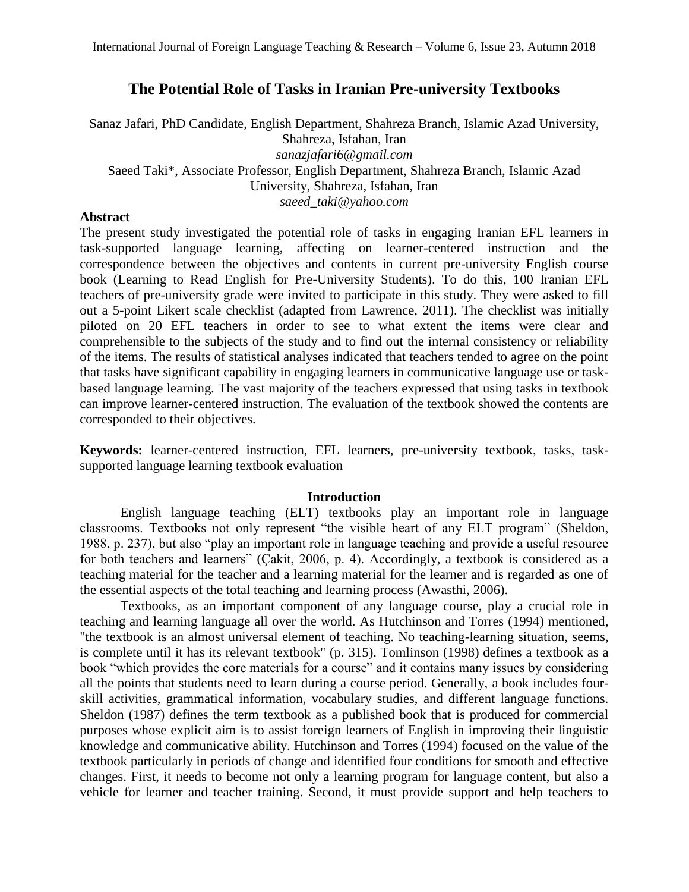# The Potential Role of Tasks in Iranian Pre-university Textbooks

Sanaz Jafari, PhD Candidate, English Department, Shahreza Branch, Islamic Azad University, Shahreza, Isfahan, Iran
*sanazjafari6@gmail.com*
Saeed Taki*, Associate Professor, English Department, Shahreza Branch, Islamic Azad University, Shahreza, Isfahan, Iran
*saeed_taki@yahoo.com*

## Abstract

The present study investigated the potential role of tasks in engaging Iranian EFL learners in task-supported language learning, affecting on learner-centered instruction and the correspondence between the objectives and contents in current pre-university English course book (Learning to Read English for Pre-University Students). To do this, 100 Iranian EFL teachers of pre-university grade were invited to participate in this study. They were asked to fill out a 5-point Likert scale checklist (adapted from Lawrence, 2011). The checklist was initially piloted on 20 EFL teachers in order to see to what extent the items were clear and comprehensible to the subjects of the study and to find out the internal consistency or reliability of the items. The results of statistical analyses indicated that teachers tended to agree on the point that tasks have significant capability in engaging learners in communicative language use or task-based language learning. The vast majority of the teachers expressed that using tasks in textbook can improve learner-centered instruction. The evaluation of the textbook showed the contents are corresponded to their objectives.

**Keywords:** learner-centered instruction, EFL learners, pre-university textbook, tasks, task-supported language learning textbook evaluation

## Introduction

English language teaching (ELT) textbooks play an important role in language classrooms. Textbooks not only represent "the visible heart of any ELT program" (Sheldon, 1988, p. 237), but also "play an important role in language teaching and provide a useful resource for both teachers and learners" (Çakit, 2006, p. 4). Accordingly, a textbook is considered as a teaching material for the teacher and a learning material for the learner and is regarded as one of the essential aspects of the total teaching and learning process (Awasthi, 2006).

Textbooks, as an important component of any language course, play a crucial role in teaching and learning language all over the world. As Hutchinson and Torres (1994) mentioned, "the textbook is an almost universal element of teaching. No teaching-learning situation, seems, is complete until it has its relevant textbook" (p. 315). Tomlinson (1998) defines a textbook as a book "which provides the core materials for a course" and it contains many issues by considering all the points that students need to learn during a course period. Generally, a book includes four-skill activities, grammatical information, vocabulary studies, and different language functions. Sheldon (1987) defines the term textbook as a published book that is produced for commercial purposes whose explicit aim is to assist foreign learners of English in improving their linguistic knowledge and communicative ability. Hutchinson and Torres (1994) focused on the value of the textbook particularly in periods of change and identified four conditions for smooth and effective changes. First, it needs to become not only a learning program for language content, but also a vehicle for learner and teacher training. Second, it must provide support and help teachers to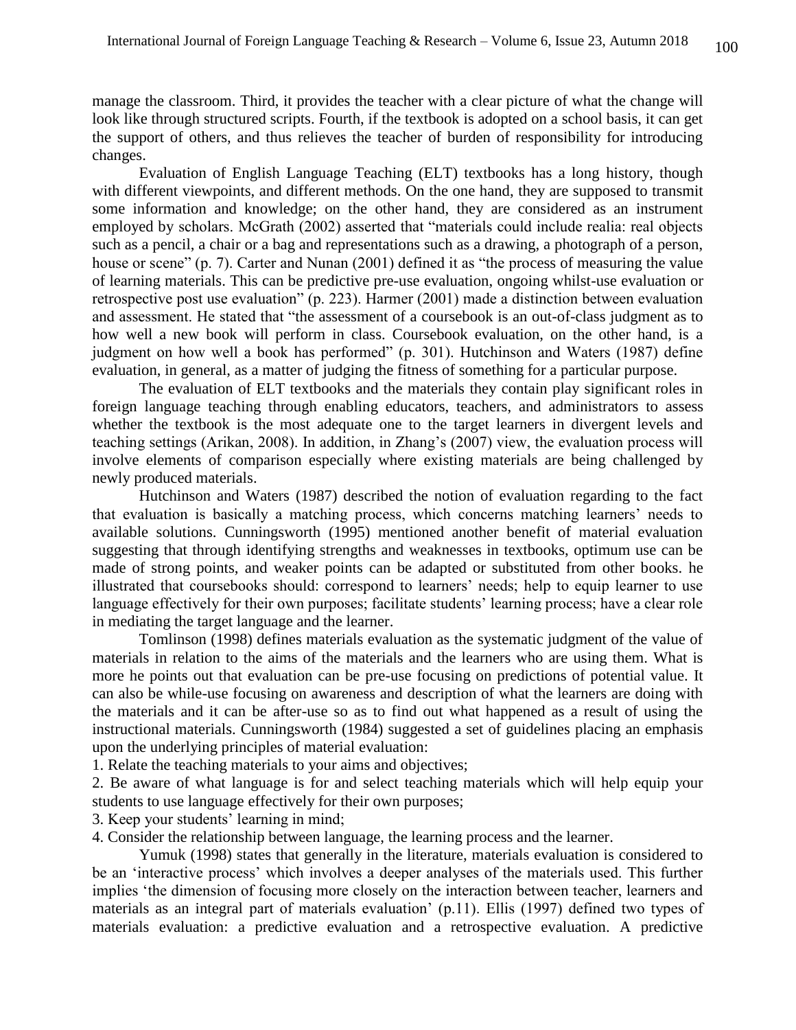manage the classroom. Third, it provides the teacher with a clear picture of what the change will look like through structured scripts. Fourth, if the textbook is adopted on a school basis, it can get the support of others, and thus relieves the teacher of burden of responsibility for introducing changes.

Evaluation of English Language Teaching (ELT) textbooks has a long history, though with different viewpoints, and different methods. On the one hand, they are supposed to transmit some information and knowledge; on the other hand, they are considered as an instrument employed by scholars. McGrath (2002) asserted that "materials could include realia: real objects such as a pencil, a chair or a bag and representations such as a drawing, a photograph of a person, house or scene" (p. 7). Carter and Nunan (2001) defined it as "the process of measuring the value of learning materials. This can be predictive pre-use evaluation, ongoing whilst-use evaluation or retrospective post use evaluation" (p. 223). Harmer (2001) made a distinction between evaluation and assessment. He stated that "the assessment of a coursebook is an out-of-class judgment as to how well a new book will perform in class. Coursebook evaluation, on the other hand, is a judgment on how well a book has performed" (p. 301). Hutchinson and Waters (1987) define evaluation, in general, as a matter of judging the fitness of something for a particular purpose.

The evaluation of ELT textbooks and the materials they contain play significant roles in foreign language teaching through enabling educators, teachers, and administrators to assess whether the textbook is the most adequate one to the target learners in divergent levels and teaching settings (Arikan, 2008). In addition, in Zhang's (2007) view, the evaluation process will involve elements of comparison especially where existing materials are being challenged by newly produced materials.

Hutchinson and Waters (1987) described the notion of evaluation regarding to the fact that evaluation is basically a matching process, which concerns matching learners' needs to available solutions. Cunningsworth (1995) mentioned another benefit of material evaluation suggesting that through identifying strengths and weaknesses in textbooks, optimum use can be made of strong points, and weaker points can be adapted or substituted from other books. he illustrated that coursebooks should: correspond to learners' needs; help to equip learner to use language effectively for their own purposes; facilitate students' learning process; have a clear role in mediating the target language and the learner.

Tomlinson (1998) defines materials evaluation as the systematic judgment of the value of materials in relation to the aims of the materials and the learners who are using them. What is more he points out that evaluation can be pre-use focusing on predictions of potential value. It can also be while-use focusing on awareness and description of what the learners are doing with the materials and it can be after-use so as to find out what happened as a result of using the instructional materials. Cunningsworth (1984) suggested a set of guidelines placing an emphasis upon the underlying principles of material evaluation:

1. Relate the teaching materials to your aims and objectives;
2. Be aware of what language is for and select teaching materials which will help equip your students to use language effectively for their own purposes;
3. Keep your students' learning in mind;
4. Consider the relationship between language, the learning process and the learner.

Yumuk (1998) states that generally in the literature, materials evaluation is considered to be an 'interactive process' which involves a deeper analyses of the materials used. This further implies 'the dimension of focusing more closely on the interaction between teacher, learners and materials as an integral part of materials evaluation' (p.11). Ellis (1997) defined two types of materials evaluation: a predictive evaluation and a retrospective evaluation. A predictive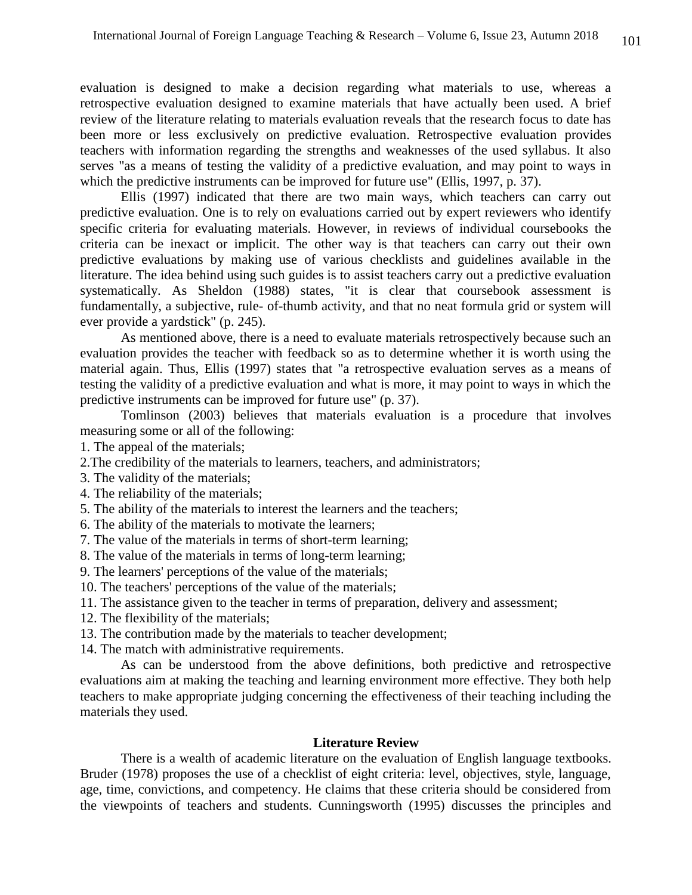evaluation is designed to make a decision regarding what materials to use, whereas a retrospective evaluation designed to examine materials that have actually been used. A brief review of the literature relating to materials evaluation reveals that the research focus to date has been more or less exclusively on predictive evaluation. Retrospective evaluation provides teachers with information regarding the strengths and weaknesses of the used syllabus. It also serves "as a means of testing the validity of a predictive evaluation, and may point to ways in which the predictive instruments can be improved for future use" (Ellis, 1997, p. 37).

Ellis (1997) indicated that there are two main ways, which teachers can carry out predictive evaluation. One is to rely on evaluations carried out by expert reviewers who identify specific criteria for evaluating materials. However, in reviews of individual coursebooks the criteria can be inexact or implicit. The other way is that teachers can carry out their own predictive evaluations by making use of various checklists and guidelines available in the literature. The idea behind using such guides is to assist teachers carry out a predictive evaluation systematically. As Sheldon (1988) states, "it is clear that coursebook assessment is fundamentally, a subjective, rule- of-thumb activity, and that no neat formula grid or system will ever provide a yardstick" (p. 245).

As mentioned above, there is a need to evaluate materials retrospectively because such an evaluation provides the teacher with feedback so as to determine whether it is worth using the material again. Thus, Ellis (1997) states that "a retrospective evaluation serves as a means of testing the validity of a predictive evaluation and what is more, it may point to ways in which the predictive instruments can be improved for future use" (p. 37).

Tomlinson (2003) believes that materials evaluation is a procedure that involves measuring some or all of the following:

1. The appeal of the materials;
2. The credibility of the materials to learners, teachers, and administrators;
3. The validity of the materials;
4. The reliability of the materials;
5. The ability of the materials to interest the learners and the teachers;
6. The ability of the materials to motivate the learners;
7. The value of the materials in terms of short-term learning;
8. The value of the materials in terms of long-term learning;
9. The learners' perceptions of the value of the materials;
10. The teachers' perceptions of the value of the materials;
11. The assistance given to the teacher in terms of preparation, delivery and assessment;
12. The flexibility of the materials;
13. The contribution made by the materials to teacher development;
14. The match with administrative requirements.

As can be understood from the above definitions, both predictive and retrospective evaluations aim at making the teaching and learning environment more effective. They both help teachers to make appropriate judging concerning the effectiveness of their teaching including the materials they used.

## Literature Review

There is a wealth of academic literature on the evaluation of English language textbooks. Bruder (1978) proposes the use of a checklist of eight criteria: level, objectives, style, language, age, time, convictions, and competency. He claims that these criteria should be considered from the viewpoints of teachers and students. Cunningsworth (1995) discusses the principles and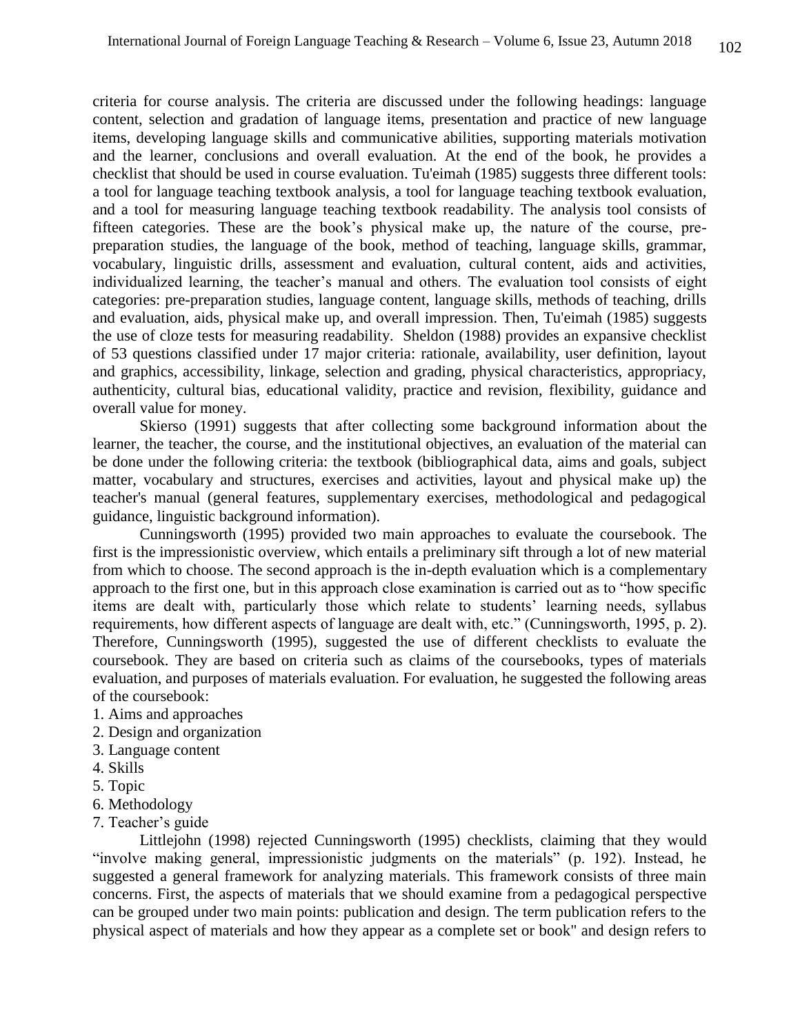criteria for course analysis. The criteria are discussed under the following headings: language content, selection and gradation of language items, presentation and practice of new language items, developing language skills and communicative abilities, supporting materials motivation and the learner, conclusions and overall evaluation. At the end of the book, he provides a checklist that should be used in course evaluation. Tu'eimah (1985) suggests three different tools: a tool for language teaching textbook analysis, a tool for language teaching textbook evaluation, and a tool for measuring language teaching textbook readability. The analysis tool consists of fifteen categories. These are the book's physical make up, the nature of the course, pre-preparation studies, the language of the book, method of teaching, language skills, grammar, vocabulary, linguistic drills, assessment and evaluation, cultural content, aids and activities, individualized learning, the teacher's manual and others. The evaluation tool consists of eight categories: pre-preparation studies, language content, language skills, methods of teaching, drills and evaluation, aids, physical make up, and overall impression. Then, Tu'eimah (1985) suggests the use of cloze tests for measuring readability. Sheldon (1988) provides an expansive checklist of 53 questions classified under 17 major criteria: rationale, availability, user definition, layout and graphics, accessibility, linkage, selection and grading, physical characteristics, appropriacy, authenticity, cultural bias, educational validity, practice and revision, flexibility, guidance and overall value for money.

Skierso (1991) suggests that after collecting some background information about the learner, the teacher, the course, and the institutional objectives, an evaluation of the material can be done under the following criteria: the textbook (bibliographical data, aims and goals, subject matter, vocabulary and structures, exercises and activities, layout and physical make up) the teacher's manual (general features, supplementary exercises, methodological and pedagogical guidance, linguistic background information).

Cunningsworth (1995) provided two main approaches to evaluate the coursebook. The first is the impressionistic overview, which entails a preliminary sift through a lot of new material from which to choose. The second approach is the in-depth evaluation which is a complementary approach to the first one, but in this approach close examination is carried out as to "how specific items are dealt with, particularly those which relate to students' learning needs, syllabus requirements, how different aspects of language are dealt with, etc." (Cunningsworth, 1995, p. 2). Therefore, Cunningsworth (1995), suggested the use of different checklists to evaluate the coursebook. They are based on criteria such as claims of the coursebooks, types of materials evaluation, and purposes of materials evaluation. For evaluation, he suggested the following areas of the coursebook:

1. Aims and approaches
2. Design and organization
3. Language content
4. Skills
5. Topic
6. Methodology
7. Teacher's guide

Littlejohn (1998) rejected Cunningsworth (1995) checklists, claiming that they would "involve making general, impressionistic judgments on the materials" (p. 192). Instead, he suggested a general framework for analyzing materials. This framework consists of three main concerns. First, the aspects of materials that we should examine from a pedagogical perspective can be grouped under two main points: publication and design. The term publication refers to the physical aspect of materials and how they appear as a complete set or book" and design refers to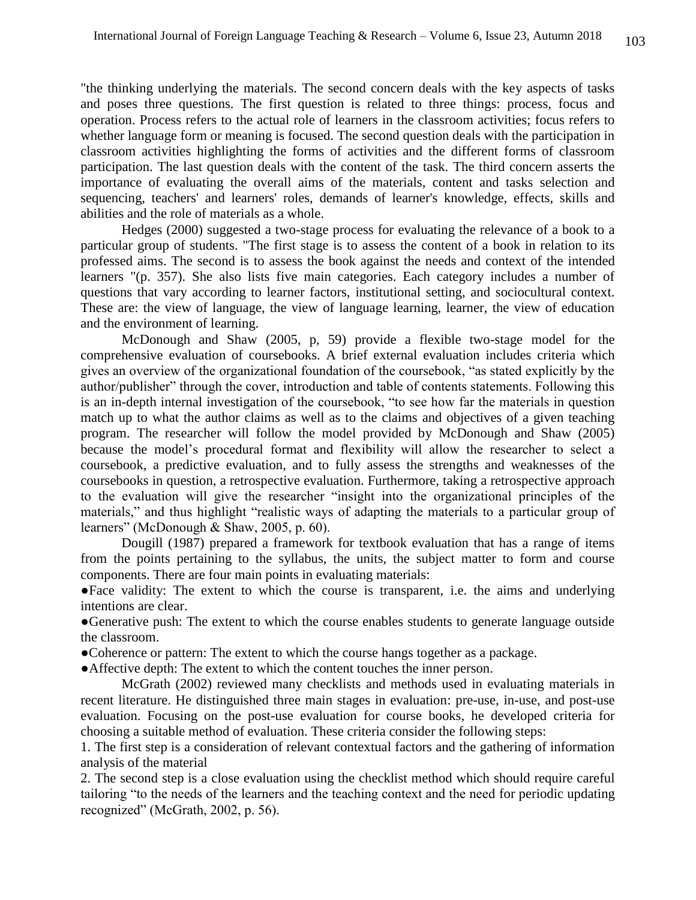"the thinking underlying the materials. The second concern deals with the key aspects of tasks and poses three questions. The first question is related to three things: process, focus and operation. Process refers to the actual role of learners in the classroom activities; focus refers to whether language form or meaning is focused. The second question deals with the participation in classroom activities highlighting the forms of activities and the different forms of classroom participation. The last question deals with the content of the task. The third concern asserts the importance of evaluating the overall aims of the materials, content and tasks selection and sequencing, teachers' and learners' roles, demands of learner's knowledge, effects, skills and abilities and the role of materials as a whole.

Hedges (2000) suggested a two-stage process for evaluating the relevance of a book to a particular group of students. "The first stage is to assess the content of a book in relation to its professed aims. The second is to assess the book against the needs and context of the intended learners "(p. 357). She also lists five main categories. Each category includes a number of questions that vary according to learner factors, institutional setting, and sociocultural context. These are: the view of language, the view of language learning, learner, the view of education and the environment of learning.

McDonough and Shaw (2005, p, 59) provide a flexible two-stage model for the comprehensive evaluation of coursebooks. A brief external evaluation includes criteria which gives an overview of the organizational foundation of the coursebook, "as stated explicitly by the author/publisher" through the cover, introduction and table of contents statements. Following this is an in-depth internal investigation of the coursebook, "to see how far the materials in question match up to what the author claims as well as to the claims and objectives of a given teaching program. The researcher will follow the model provided by McDonough and Shaw (2005) because the model's procedural format and flexibility will allow the researcher to select a coursebook, a predictive evaluation, and to fully assess the strengths and weaknesses of the coursebooks in question, a retrospective evaluation. Furthermore, taking a retrospective approach to the evaluation will give the researcher "insight into the organizational principles of the materials," and thus highlight "realistic ways of adapting the materials to a particular group of learners" (McDonough & Shaw, 2005, p. 60).

Dougill (1987) prepared a framework for textbook evaluation that has a range of items from the points pertaining to the syllabus, the units, the subject matter to form and course components. There are four main points in evaluating materials:

- Face validity: The extent to which the course is transparent, i.e. the aims and underlying intentions are clear.
- Generative push: The extent to which the course enables students to generate language outside the classroom.
- Coherence or pattern: The extent to which the course hangs together as a package.
- Affective depth: The extent to which the content touches the inner person.

McGrath (2002) reviewed many checklists and methods used in evaluating materials in recent literature. He distinguished three main stages in evaluation: pre-use, in-use, and post-use evaluation. Focusing on the post-use evaluation for course books, he developed criteria for choosing a suitable method of evaluation. These criteria consider the following steps:

1. The first step is a consideration of relevant contextual factors and the gathering of information analysis of the material
2. The second step is a close evaluation using the checklist method which should require careful tailoring "to the needs of the learners and the teaching context and the need for periodic updating recognized" (McGrath, 2002, p. 56).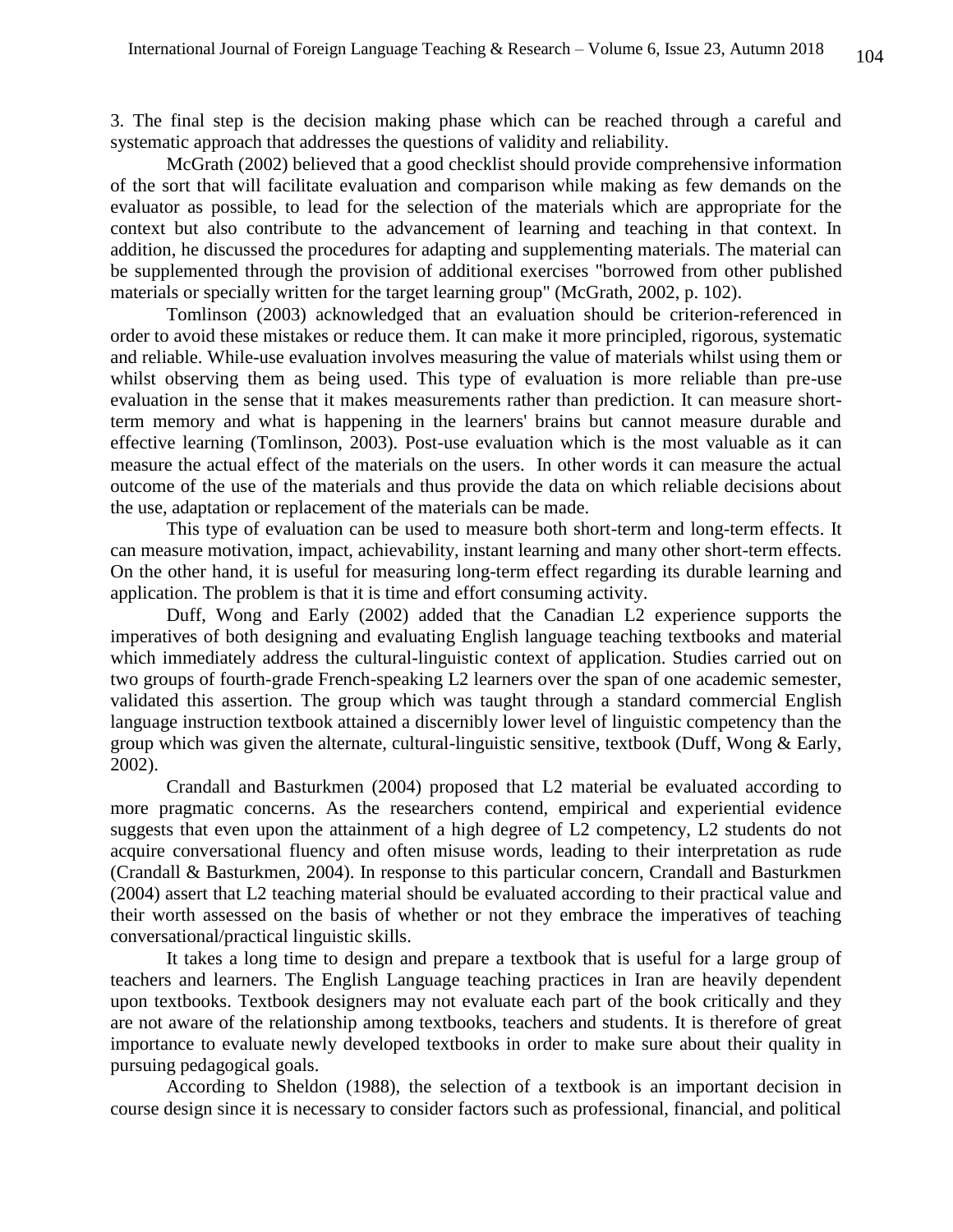3. The final step is the decision making phase which can be reached through a careful and systematic approach that addresses the questions of validity and reliability.

McGrath (2002) believed that a good checklist should provide comprehensive information of the sort that will facilitate evaluation and comparison while making as few demands on the evaluator as possible, to lead for the selection of the materials which are appropriate for the context but also contribute to the advancement of learning and teaching in that context. In addition, he discussed the procedures for adapting and supplementing materials. The material can be supplemented through the provision of additional exercises "borrowed from other published materials or specially written for the target learning group" (McGrath, 2002, p. 102).

Tomlinson (2003) acknowledged that an evaluation should be criterion-referenced in order to avoid these mistakes or reduce them. It can make it more principled, rigorous, systematic and reliable. While-use evaluation involves measuring the value of materials whilst using them or whilst observing them as being used. This type of evaluation is more reliable than pre-use evaluation in the sense that it makes measurements rather than prediction. It can measure short-term memory and what is happening in the learners' brains but cannot measure durable and effective learning (Tomlinson, 2003). Post-use evaluation which is the most valuable as it can measure the actual effect of the materials on the users. In other words it can measure the actual outcome of the use of the materials and thus provide the data on which reliable decisions about the use, adaptation or replacement of the materials can be made.

This type of evaluation can be used to measure both short-term and long-term effects. It can measure motivation, impact, achievability, instant learning and many other short-term effects. On the other hand, it is useful for measuring long-term effect regarding its durable learning and application. The problem is that it is time and effort consuming activity.

Duff, Wong and Early (2002) added that the Canadian L2 experience supports the imperatives of both designing and evaluating English language teaching textbooks and material which immediately address the cultural-linguistic context of application. Studies carried out on two groups of fourth-grade French-speaking L2 learners over the span of one academic semester, validated this assertion. The group which was taught through a standard commercial English language instruction textbook attained a discernibly lower level of linguistic competency than the group which was given the alternate, cultural-linguistic sensitive, textbook (Duff, Wong & Early, 2002).

Crandall and Basturkmen (2004) proposed that L2 material be evaluated according to more pragmatic concerns. As the researchers contend, empirical and experiential evidence suggests that even upon the attainment of a high degree of L2 competency, L2 students do not acquire conversational fluency and often misuse words, leading to their interpretation as rude (Crandall & Basturkmen, 2004). In response to this particular concern, Crandall and Basturkmen (2004) assert that L2 teaching material should be evaluated according to their practical value and their worth assessed on the basis of whether or not they embrace the imperatives of teaching conversational/practical linguistic skills.

It takes a long time to design and prepare a textbook that is useful for a large group of teachers and learners. The English Language teaching practices in Iran are heavily dependent upon textbooks. Textbook designers may not evaluate each part of the book critically and they are not aware of the relationship among textbooks, teachers and students. It is therefore of great importance to evaluate newly developed textbooks in order to make sure about their quality in pursuing pedagogical goals.

According to Sheldon (1988), the selection of a textbook is an important decision in course design since it is necessary to consider factors such as professional, financial, and political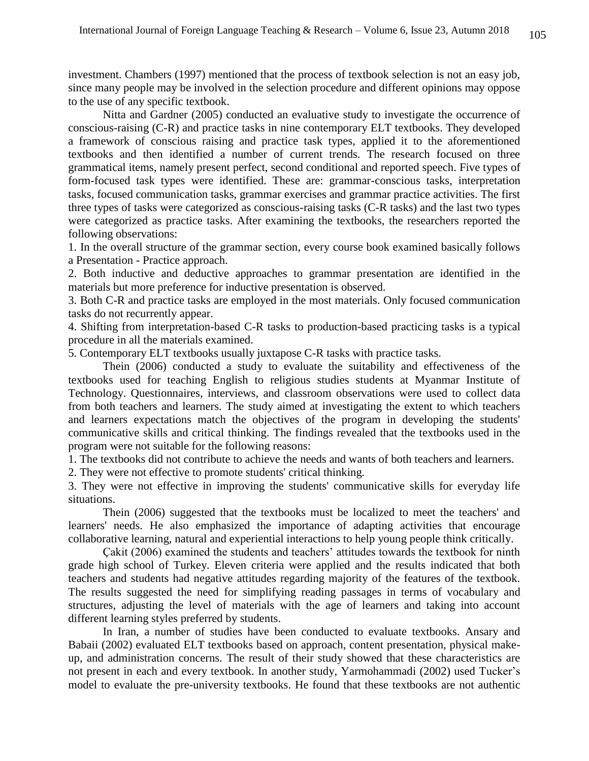investment. Chambers (1997) mentioned that the process of textbook selection is not an easy job, since many people may be involved in the selection procedure and different opinions may oppose to the use of any specific textbook.

Nitta and Gardner (2005) conducted an evaluative study to investigate the occurrence of conscious-raising (C-R) and practice tasks in nine contemporary ELT textbooks. They developed a framework of conscious raising and practice task types, applied it to the aforementioned textbooks and then identified a number of current trends. The research focused on three grammatical items, namely present perfect, second conditional and reported speech. Five types of form-focused task types were identified. These are: grammar-conscious tasks, interpretation tasks, focused communication tasks, grammar exercises and grammar practice activities. The first three types of tasks were categorized as conscious-raising tasks (C-R tasks) and the last two types were categorized as practice tasks. After examining the textbooks, the researchers reported the following observations:

1. In the overall structure of the grammar section, every course book examined basically follows a Presentation - Practice approach.
2. Both inductive and deductive approaches to grammar presentation are identified in the materials but more preference for inductive presentation is observed.
3. Both C-R and practice tasks are employed in the most materials. Only focused communication tasks do not recurrently appear.
4. Shifting from interpretation-based C-R tasks to production-based practicing tasks is a typical procedure in all the materials examined.
5. Contemporary ELT textbooks usually juxtapose C-R tasks with practice tasks.

Thein (2006) conducted a study to evaluate the suitability and effectiveness of the textbooks used for teaching English to religious studies students at Myanmar Institute of Technology. Questionnaires, interviews, and classroom observations were used to collect data from both teachers and learners. The study aimed at investigating the extent to which teachers and learners expectations match the objectives of the program in developing the students' communicative skills and critical thinking. The findings revealed that the textbooks used in the program were not suitable for the following reasons:

1. The textbooks did not contribute to achieve the needs and wants of both teachers and learners.
2. They were not effective to promote students' critical thinking.
3. They were not effective in improving the students' communicative skills for everyday life situations.

Thein (2006) suggested that the textbooks must be localized to meet the teachers' and learners' needs. He also emphasized the importance of adapting activities that encourage collaborative learning, natural and experiential interactions to help young people think critically.

Çakit (2006) examined the students and teachers' attitudes towards the textbook for ninth grade high school of Turkey. Eleven criteria were applied and the results indicated that both teachers and students had negative attitudes regarding majority of the features of the textbook. The results suggested the need for simplifying reading passages in terms of vocabulary and structures, adjusting the level of materials with the age of learners and taking into account different learning styles preferred by students.

In Iran, a number of studies have been conducted to evaluate textbooks. Ansary and Babaii (2002) evaluated ELT textbooks based on approach, content presentation, physical make-up, and administration concerns. The result of their study showed that these characteristics are not present in each and every textbook. In another study, Yarmohammadi (2002) used Tucker's model to evaluate the pre-university textbooks. He found that these textbooks are not authentic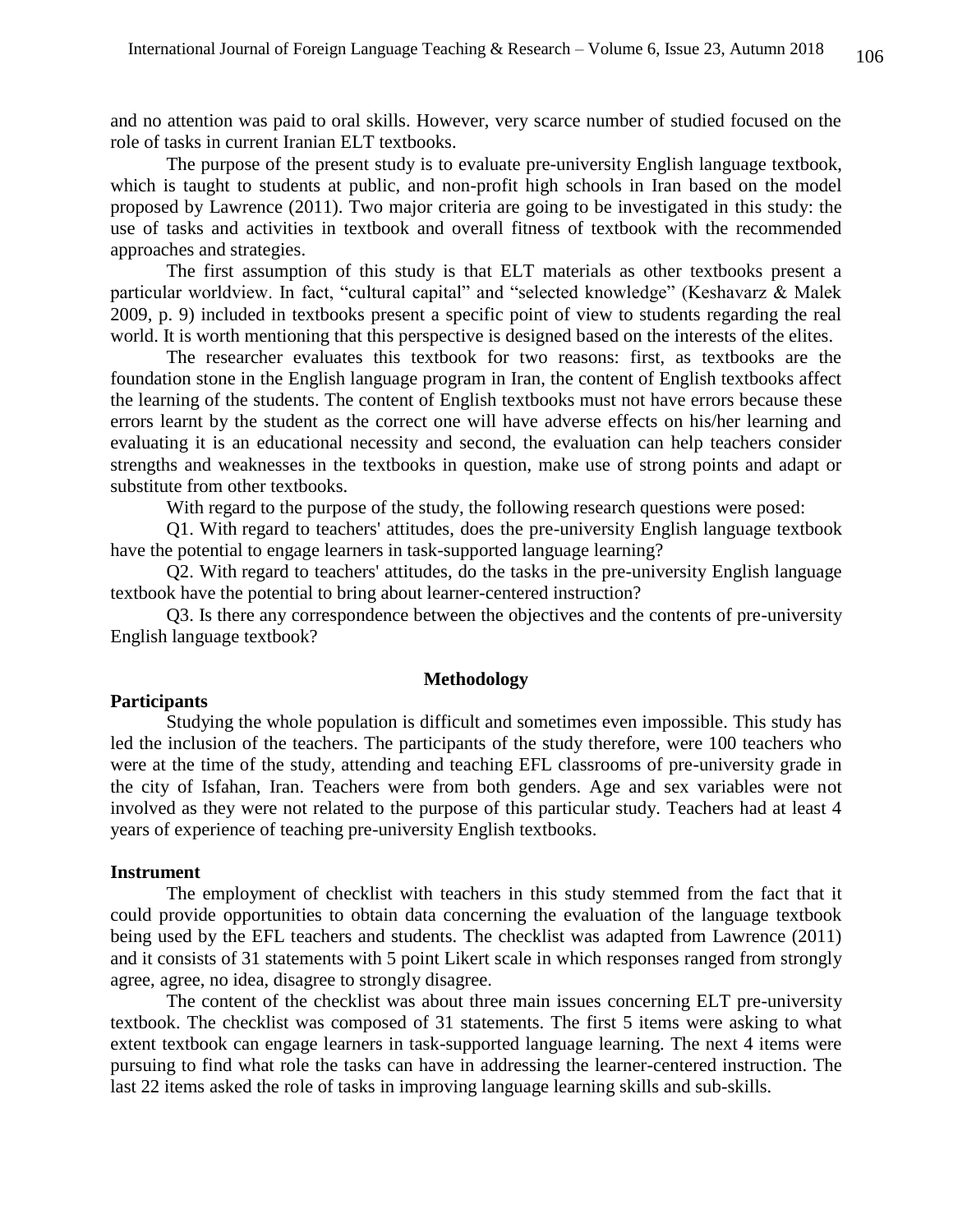and no attention was paid to oral skills. However, very scarce number of studied focused on the role of tasks in current Iranian ELT textbooks.

The purpose of the present study is to evaluate pre-university English language textbook, which is taught to students at public, and non-profit high schools in Iran based on the model proposed by Lawrence (2011). Two major criteria are going to be investigated in this study: the use of tasks and activities in textbook and overall fitness of textbook with the recommended approaches and strategies.

The first assumption of this study is that ELT materials as other textbooks present a particular worldview. In fact, "cultural capital" and "selected knowledge" (Keshavarz & Malek 2009, p. 9) included in textbooks present a specific point of view to students regarding the real world. It is worth mentioning that this perspective is designed based on the interests of the elites.

The researcher evaluates this textbook for two reasons: first, as textbooks are the foundation stone in the English language program in Iran, the content of English textbooks affect the learning of the students. The content of English textbooks must not have errors because these errors learnt by the student as the correct one will have adverse effects on his/her learning and evaluating it is an educational necessity and second, the evaluation can help teachers consider strengths and weaknesses in the textbooks in question, make use of strong points and adapt or substitute from other textbooks.

With regard to the purpose of the study, the following research questions were posed:

Q1. With regard to teachers' attitudes, does the pre-university English language textbook have the potential to engage learners in task-supported language learning?

Q2. With regard to teachers' attitudes, do the tasks in the pre-university English language textbook have the potential to bring about learner-centered instruction?

Q3. Is there any correspondence between the objectives and the contents of pre-university English language textbook?

## Methodology

### Participants

Studying the whole population is difficult and sometimes even impossible. This study has led the inclusion of the teachers. The participants of the study therefore, were 100 teachers who were at the time of the study, attending and teaching EFL classrooms of pre-university grade in the city of Isfahan, Iran. Teachers were from both genders. Age and sex variables were not involved as they were not related to the purpose of this particular study. Teachers had at least 4 years of experience of teaching pre-university English textbooks.

### Instrument

The employment of checklist with teachers in this study stemmed from the fact that it could provide opportunities to obtain data concerning the evaluation of the language textbook being used by the EFL teachers and students. The checklist was adapted from Lawrence (2011) and it consists of 31 statements with 5 point Likert scale in which responses ranged from strongly agree, agree, no idea, disagree to strongly disagree.

The content of the checklist was about three main issues concerning ELT pre-university textbook. The checklist was composed of 31 statements. The first 5 items were asking to what extent textbook can engage learners in task-supported language learning. The next 4 items were pursuing to find what role the tasks can have in addressing the learner-centered instruction. The last 22 items asked the role of tasks in improving language learning skills and sub-skills.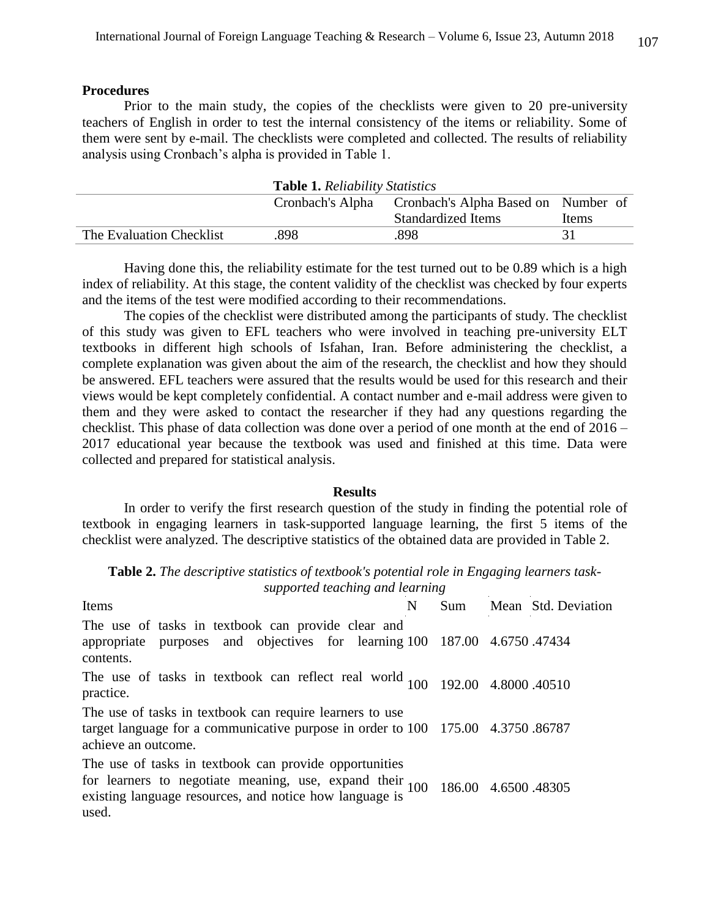### Procedures

Prior to the main study, the copies of the checklists were given to 20 pre-university teachers of English in order to test the internal consistency of the items or reliability. Some of them were sent by e-mail. The checklists were completed and collected. The results of reliability analysis using Cronbach's alpha is provided in Table 1.

**Table 1.** *Reliability Statistics*

| | Cronbach's Alpha | Cronbach's Alpha Based on Standardized Items | Number of Items |
|---|---|---|---|
| The Evaluation Checklist | .898 | .898 | 31 |

Having done this, the reliability estimate for the test turned out to be 0.89 which is a high index of reliability. At this stage, the content validity of the checklist was checked by four experts and the items of the test were modified according to their recommendations.

The copies of the checklist were distributed among the participants of study. The checklist of this study was given to EFL teachers who were involved in teaching pre-university ELT textbooks in different high schools of Isfahan, Iran. Before administering the checklist, a complete explanation was given about the aim of the research, the checklist and how they should be answered. EFL teachers were assured that the results would be used for this research and their views would be kept completely confidential. A contact number and e-mail address were given to them and they were asked to contact the researcher if they had any questions regarding the checklist. This phase of data collection was done over a period of one month at the end of 2016 – 2017 educational year because the textbook was used and finished at this time. Data were collected and prepared for statistical analysis.

## Results

In order to verify the first research question of the study in finding the potential role of textbook in engaging learners in task-supported language learning, the first 5 items of the checklist were analyzed. The descriptive statistics of the obtained data are provided in Table 2.

**Table 2.** *The descriptive statistics of textbook's potential role in Engaging learners task-supported teaching and learning*

| Items | N | Sum | Mean | Std. Deviation |
|---|---|---|---|---|
| The use of tasks in textbook can provide clear and appropriate purposes and objectives for learning contents. | 100 | 187.00 | 4.6750 | .47434 |
| The use of tasks in textbook can reflect real world practice. | 100 | 192.00 | 4.8000 | .40510 |
| The use of tasks in textbook can require learners to use target language for a communicative purpose in order to achieve an outcome. | 100 | 175.00 | 4.3750 | .86787 |
| The use of tasks in textbook can provide opportunities for learners to negotiate meaning, use, expand their existing language resources, and notice how language is used. | 100 | 186.00 | 4.6500 | .48305 |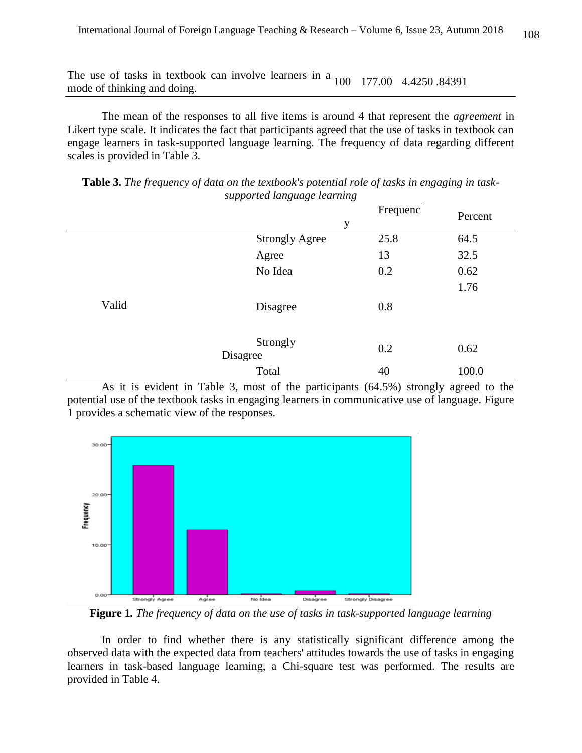| | | | | |
|---|---|---|---|---|
| The use of tasks in textbook can involve learners in a mode of thinking and doing. | 100 | 177.00 | 4.4250 | .84391 |

The mean of the responses to all five items is around 4 that represent the *agreement* in Likert type scale. It indicates the fact that participants agreed that the use of tasks in textbook can engage learners in task-supported language learning. The frequency of data regarding different scales is provided in Table 3.

**Table 3.** *The frequency of data on the textbook's potential role of tasks in engaging in task-supported language learning*

| | | Frequency | Percent |
|---|---|---|---|
| Valid | Strongly Agree | 25.8 | 64.5 |
| | Agree | 13 | 32.5 |
| | No Idea | 0.2 | 0.62 |
| | Disagree | 0.8 | 1.76 |
| | Strongly Disagree | 0.2 | 0.62 |
| | Total | 40 | 100.0 |

As it is evident in Table 3, most of the participants (64.5%) strongly agreed to the potential use of the textbook tasks in engaging learners in communicative use of language. Figure 1 provides a schematic view of the responses.

**Figure 1.** *The frequency of data on the use of tasks in task-supported language learning*

In order to find whether there is any statistically significant difference among the observed data with the expected data from teachers' attitudes towards the use of tasks in engaging learners in task-based language learning, a Chi-square test was performed. The results are provided in Table 4.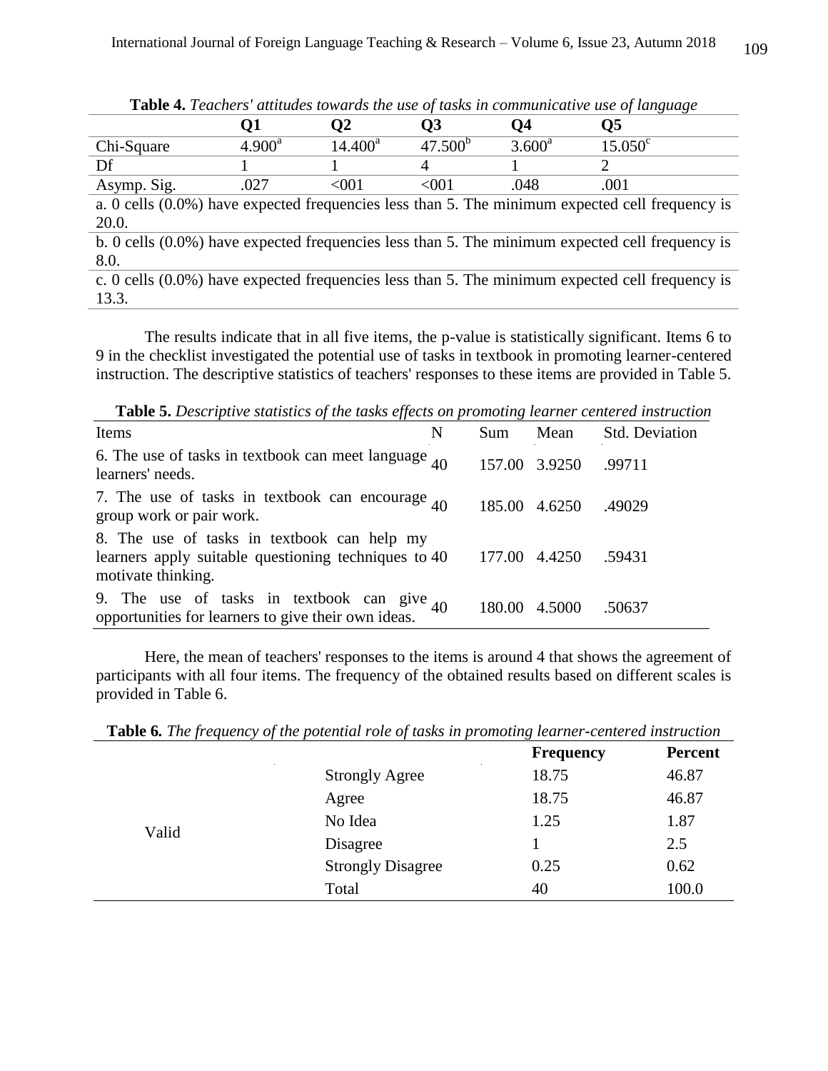**Table 4.** *Teachers' attitudes towards the use of tasks in communicative use of language*

| | Q1 | Q2 | Q3 | Q4 | Q5 |
|---|---|---|---|---|---|
| Chi-Square | 4.900[a] | 14.400[a] | 47.500[b] | 3.600[a] | 15.050[c] |
| Df | 1 | 1 | 4 | 1 | 2 |
| Asymp. Sig. | .027 | <001 | <001 | .048 | .001 |

a. 0 cells (0.0%) have expected frequencies less than 5. The minimum expected cell frequency is 20.0.

b. 0 cells (0.0%) have expected frequencies less than 5. The minimum expected cell frequency is 8.0.

c. 0 cells (0.0%) have expected frequencies less than 5. The minimum expected cell frequency is 13.3.

The results indicate that in all five items, the p-value is statistically significant. Items 6 to 9 in the checklist investigated the potential use of tasks in textbook in promoting learner-centered instruction. The descriptive statistics of teachers' responses to these items are provided in Table 5.

**Table 5.** *Descriptive statistics of the tasks effects on promoting learner centered instruction*

| Items | N | Sum | Mean | Std. Deviation |
|---|---|---|---|---|
| 6. The use of tasks in textbook can meet language learners' needs. | 40 | 157.00 | 3.9250 | .99711 |
| 7. The use of tasks in textbook can encourage group work or pair work. | 40 | 185.00 | 4.6250 | .49029 |
| 8. The use of tasks in textbook can help my learners apply suitable questioning techniques to motivate thinking. | 40 | 177.00 | 4.4250 | .59431 |
| 9. The use of tasks in textbook can give opportunities for learners to give their own ideas. | 40 | 180.00 | 4.5000 | .50637 |

Here, the mean of teachers' responses to the items is around 4 that shows the agreement of participants with all four items. The frequency of the obtained results based on different scales is provided in Table 6.

**Table 6.** *The frequency of the potential role of tasks in promoting learner-centered instruction*

| | | Frequency | Percent |
|---|---|---|---|
| Valid | Strongly Agree | 18.75 | 46.87 |
| | Agree | 18.75 | 46.87 |
| | No Idea | 1.25 | 1.87 |
| | Disagree | 1 | 2.5 |
| | Strongly Disagree | 0.25 | 0.62 |
| | Total | 40 | 100.0 |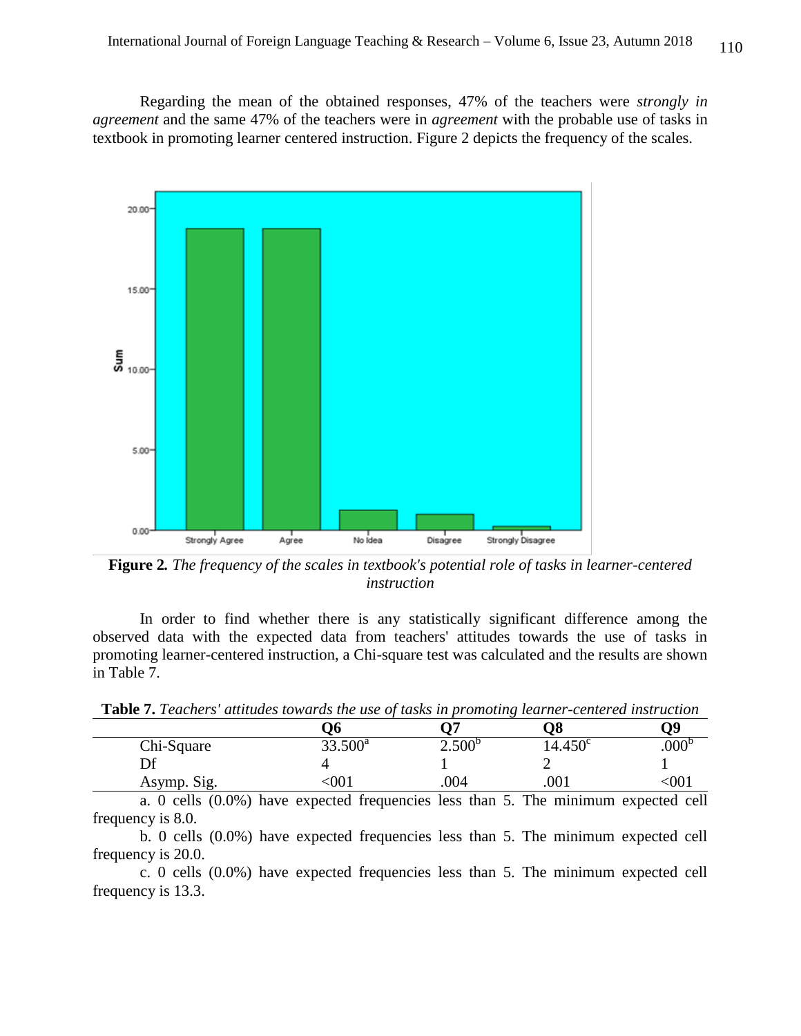Regarding the mean of the obtained responses, 47% of the teachers were *strongly in agreement* and the same 47% of the teachers were in *agreement* with the probable use of tasks in textbook in promoting learner centered instruction. Figure 2 depicts the frequency of the scales.

**Figure 2.** *The frequency of the scales in textbook's potential role of tasks in learner-centered instruction*

In order to find whether there is any statistically significant difference among the observed data with the expected data from teachers' attitudes towards the use of tasks in promoting learner-centered instruction, a Chi-square test was calculated and the results are shown in Table 7.

**Table 7.** *Teachers' attitudes towards the use of tasks in promoting learner-centered instruction*

| | Q6 | Q7 | Q8 | Q9 |
|---|---|---|---|---|
| Chi-Square | 33.500[a] | 2.500[b] | 14.450[c] | .000[b] |
| Df | 4 | 1 | 2 | 1 |
| Asymp. Sig. | <001 | .004 | .001 | <001 |

a. 0 cells (0.0%) have expected frequencies less than 5. The minimum expected cell frequency is 8.0.

b. 0 cells (0.0%) have expected frequencies less than 5. The minimum expected cell frequency is 20.0.

c. 0 cells (0.0%) have expected frequencies less than 5. The minimum expected cell frequency is 13.3.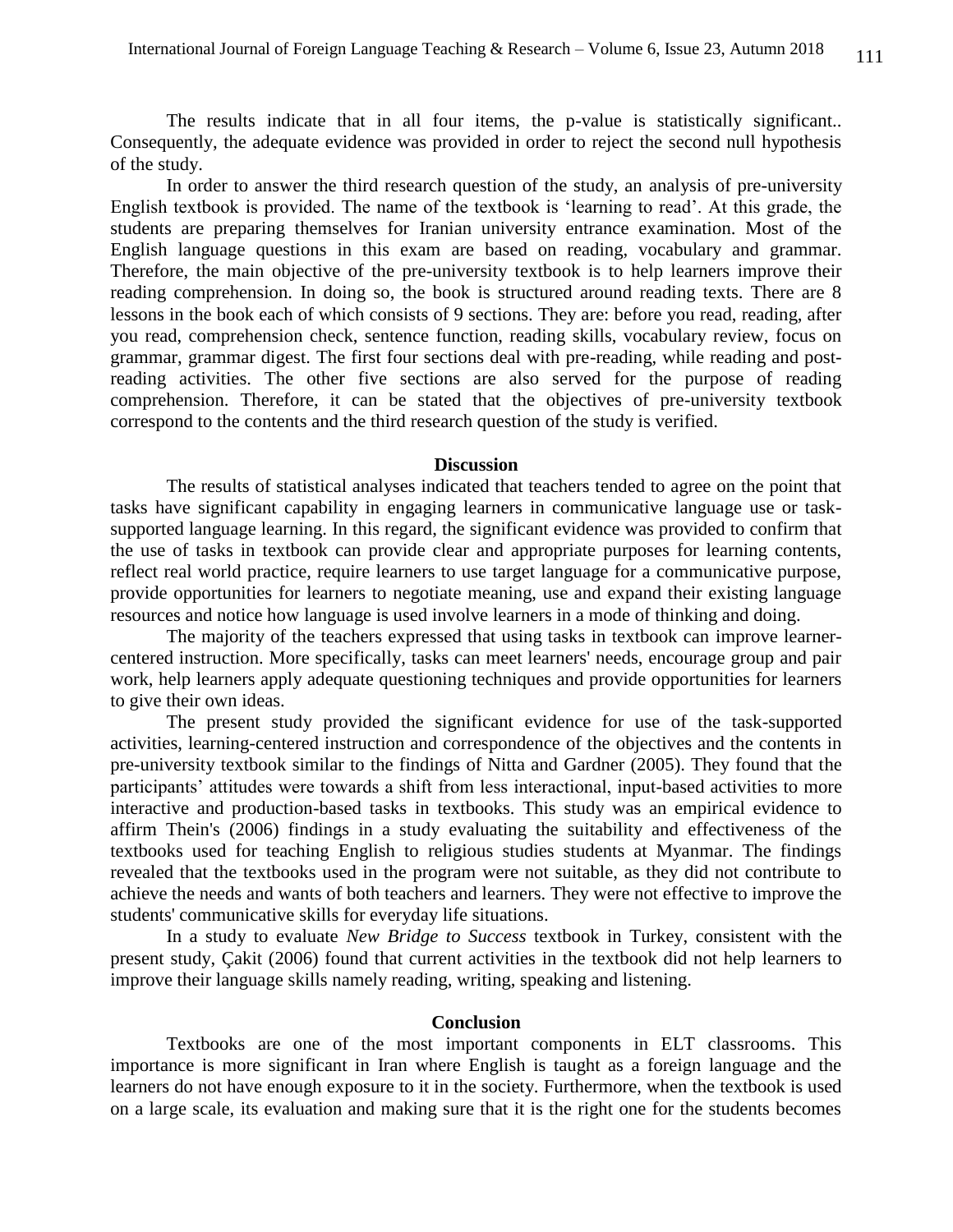The results indicate that in all four items, the p-value is statistically significant.. Consequently, the adequate evidence was provided in order to reject the second null hypothesis of the study.

In order to answer the third research question of the study, an analysis of pre-university English textbook is provided. The name of the textbook is 'learning to read'. At this grade, the students are preparing themselves for Iranian university entrance examination. Most of the English language questions in this exam are based on reading, vocabulary and grammar. Therefore, the main objective of the pre-university textbook is to help learners improve their reading comprehension. In doing so, the book is structured around reading texts. There are 8 lessons in the book each of which consists of 9 sections. They are: before you read, reading, after you read, comprehension check, sentence function, reading skills, vocabulary review, focus on grammar, grammar digest. The first four sections deal with pre-reading, while reading and post-reading activities. The other five sections are also served for the purpose of reading comprehension. Therefore, it can be stated that the objectives of pre-university textbook correspond to the contents and the third research question of the study is verified.

## Discussion

The results of statistical analyses indicated that teachers tended to agree on the point that tasks have significant capability in engaging learners in communicative language use or task-supported language learning. In this regard, the significant evidence was provided to confirm that the use of tasks in textbook can provide clear and appropriate purposes for learning contents, reflect real world practice, require learners to use target language for a communicative purpose, provide opportunities for learners to negotiate meaning, use and expand their existing language resources and notice how language is used involve learners in a mode of thinking and doing.

The majority of the teachers expressed that using tasks in textbook can improve learner-centered instruction. More specifically, tasks can meet learners' needs, encourage group and pair work, help learners apply adequate questioning techniques and provide opportunities for learners to give their own ideas.

The present study provided the significant evidence for use of the task-supported activities, learning-centered instruction and correspondence of the objectives and the contents in pre-university textbook similar to the findings of Nitta and Gardner (2005). They found that the participants' attitudes were towards a shift from less interactional, input-based activities to more interactive and production-based tasks in textbooks. This study was an empirical evidence to affirm Thein's (2006) findings in a study evaluating the suitability and effectiveness of the textbooks used for teaching English to religious studies students at Myanmar. The findings revealed that the textbooks used in the program were not suitable, as they did not contribute to achieve the needs and wants of both teachers and learners. They were not effective to improve the students' communicative skills for everyday life situations.

In a study to evaluate *New Bridge to Success* textbook in Turkey, consistent with the present study, Çakit (2006) found that current activities in the textbook did not help learners to improve their language skills namely reading, writing, speaking and listening.

## Conclusion

Textbooks are one of the most important components in ELT classrooms. This importance is more significant in Iran where English is taught as a foreign language and the learners do not have enough exposure to it in the society. Furthermore, when the textbook is used on a large scale, its evaluation and making sure that it is the right one for the students becomes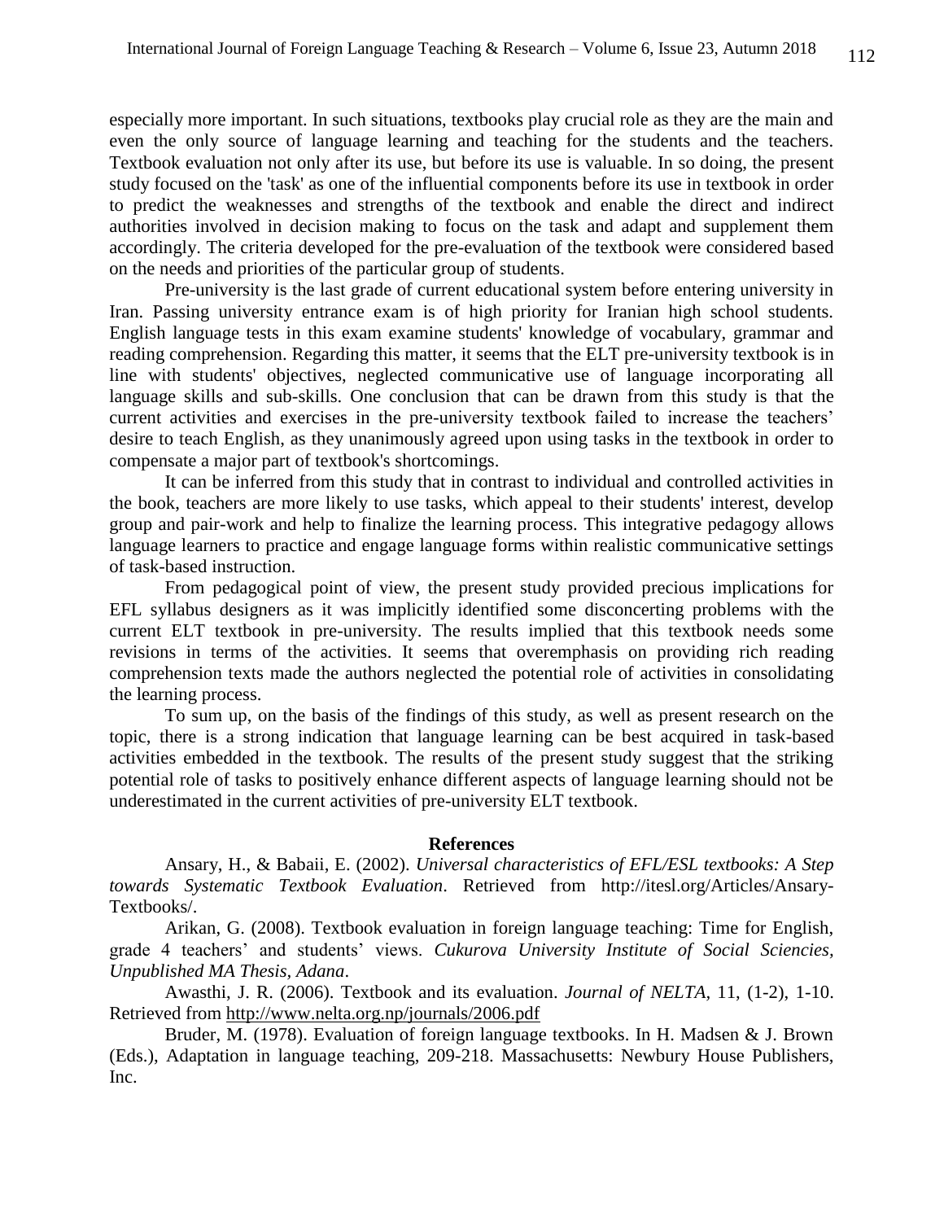especially more important. In such situations, textbooks play crucial role as they are the main and even the only source of language learning and teaching for the students and the teachers. Textbook evaluation not only after its use, but before its use is valuable. In so doing, the present study focused on the 'task' as one of the influential components before its use in textbook in order to predict the weaknesses and strengths of the textbook and enable the direct and indirect authorities involved in decision making to focus on the task and adapt and supplement them accordingly. The criteria developed for the pre-evaluation of the textbook were considered based on the needs and priorities of the particular group of students.

Pre-university is the last grade of current educational system before entering university in Iran. Passing university entrance exam is of high priority for Iranian high school students. English language tests in this exam examine students' knowledge of vocabulary, grammar and reading comprehension. Regarding this matter, it seems that the ELT pre-university textbook is in line with students' objectives, neglected communicative use of language incorporating all language skills and sub-skills. One conclusion that can be drawn from this study is that the current activities and exercises in the pre-university textbook failed to increase the teachers' desire to teach English, as they unanimously agreed upon using tasks in the textbook in order to compensate a major part of textbook's shortcomings.

It can be inferred from this study that in contrast to individual and controlled activities in the book, teachers are more likely to use tasks, which appeal to their students' interest, develop group and pair-work and help to finalize the learning process. This integrative pedagogy allows language learners to practice and engage language forms within realistic communicative settings of task-based instruction.

From pedagogical point of view, the present study provided precious implications for EFL syllabus designers as it was implicitly identified some disconcerting problems with the current ELT textbook in pre-university. The results implied that this textbook needs some revisions in terms of the activities. It seems that overemphasis on providing rich reading comprehension texts made the authors neglected the potential role of activities in consolidating the learning process.

To sum up, on the basis of the findings of this study, as well as present research on the topic, there is a strong indication that language learning can be best acquired in task-based activities embedded in the textbook. The results of the present study suggest that the striking potential role of tasks to positively enhance different aspects of language learning should not be underestimated in the current activities of pre-university ELT textbook.

## References

Ansary, H., & Babaii, E. (2002). *Universal characteristics of EFL/ESL textbooks: A Step towards Systematic Textbook Evaluation*. Retrieved from http://itesl.org/Articles/Ansary-Textbooks/.

Arikan, G. (2008). Textbook evaluation in foreign language teaching: Time for English, grade 4 teachers' and students' views. *Cukurova University Institute of Social Sciencies, Unpublished MA Thesis, Adana*.

Awasthi, J. R. (2006). Textbook and its evaluation. *Journal of NELTA,* 11, (1-2), 1-10. Retrieved from http://www.nelta.org.np/journals/2006.pdf

Bruder, M. (1978). Evaluation of foreign language textbooks. In H. Madsen & J. Brown (Eds.), Adaptation in language teaching, 209-218. Massachusetts: Newbury House Publishers, Inc.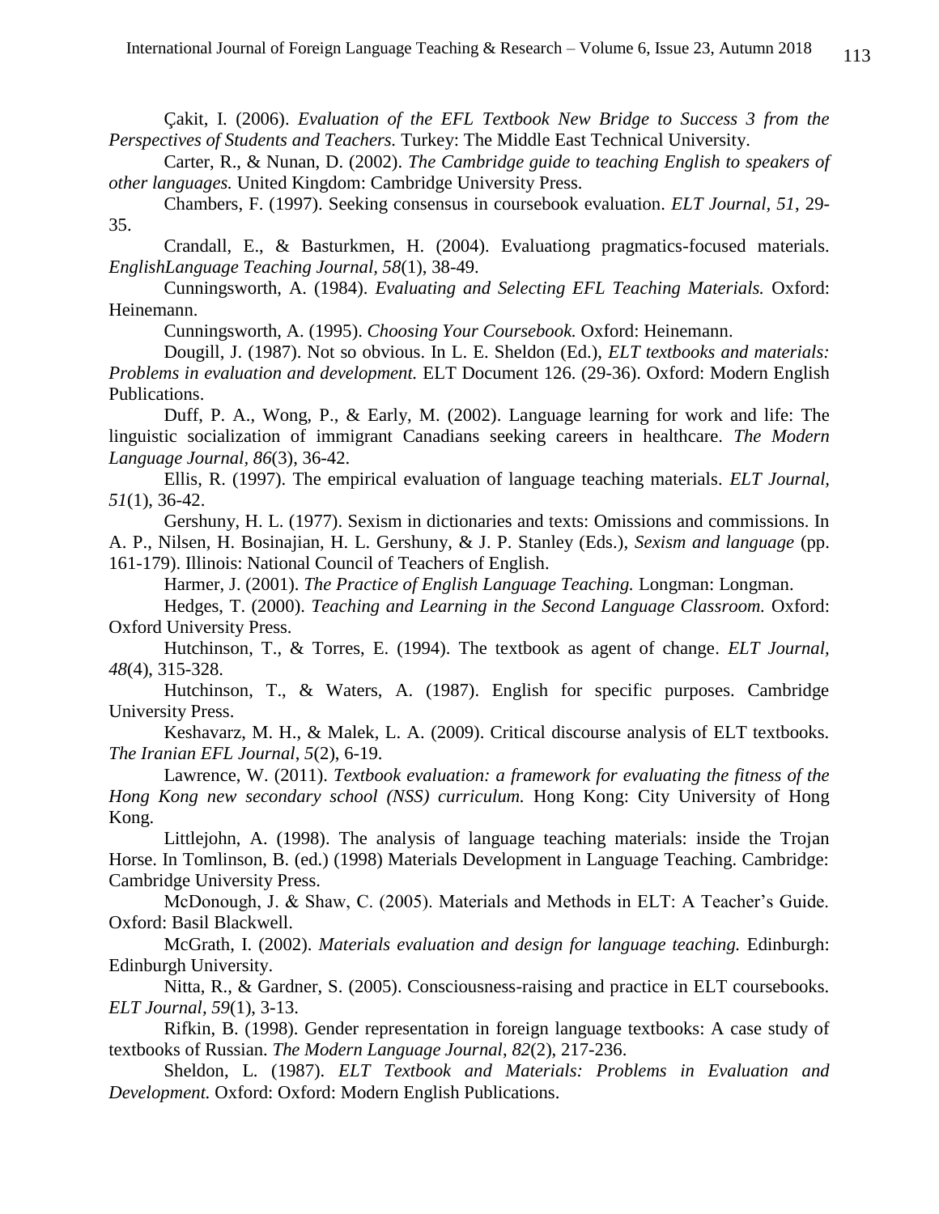Çakit, I. (2006). *Evaluation of the EFL Textbook New Bridge to Success 3 from the Perspectives of Students and Teachers.* Turkey: The Middle East Technical University.

Carter, R., & Nunan, D. (2002). *The Cambridge guide to teaching English to speakers of other languages.* United Kingdom: Cambridge University Press.

Chambers, F. (1997). Seeking consensus in coursebook evaluation. *ELT Journal*, *51*, 29-35.

Crandall, E., & Basturkmen, H. (2004). Evaluationg pragmatics-focused materials. *EnglishLanguage Teaching Journal*, *58*(1), 38-49.

Cunningsworth, A. (1984). *Evaluating and Selecting EFL Teaching Materials.* Oxford: Heinemann.

Cunningsworth, A. (1995). *Choosing Your Coursebook.* Oxford: Heinemann.

Dougill, J. (1987). Not so obvious. In L. E. Sheldon (Ed.), *ELT textbooks and materials: Problems in evaluation and development.* ELT Document 126. (29-36). Oxford: Modern English Publications.

Duff, P. A., Wong, P., & Early, M. (2002). Language learning for work and life: The linguistic socialization of immigrant Canadians seeking careers in healthcare. *The Modern Language Journal*, *86*(3), 36-42.

Ellis, R. (1997). The empirical evaluation of language teaching materials. *ELT Journal, 51*(1), 36-42.

Gershuny, H. L. (1977). Sexism in dictionaries and texts: Omissions and commissions. In A. P., Nilsen, H. Bosinajian, H. L. Gershuny, & J. P. Stanley (Eds.), *Sexism and language* (pp. 161-179). Illinois: National Council of Teachers of English.

Harmer, J. (2001). *The Practice of English Language Teaching.* Longman: Longman.

Hedges, T. (2000). *Teaching and Learning in the Second Language Classroom.* Oxford: Oxford University Press.

Hutchinson, T., & Torres, E. (1994). The textbook as agent of change. *ELT Journal, 48*(4), 315-328.

Hutchinson, T., & Waters, A. (1987). English for specific purposes. Cambridge University Press.

Keshavarz, M. H., & Malek, L. A. (2009). Critical discourse analysis of ELT textbooks. *The Iranian EFL Journal*, *5*(2), 6-19.

Lawrence, W. (2011). *Textbook evaluation: a framework for evaluating the fitness of the Hong Kong new secondary school (NSS) curriculum.* Hong Kong: City University of Hong Kong.

Littlejohn, A. (1998). The analysis of language teaching materials: inside the Trojan Horse. In Tomlinson, B. (ed.) (1998) Materials Development in Language Teaching. Cambridge: Cambridge University Press.

McDonough, J. & Shaw, C. (2005). Materials and Methods in ELT: A Teacher's Guide. Oxford: Basil Blackwell.

McGrath, I. (2002). *Materials evaluation and design for language teaching.* Edinburgh: Edinburgh University.

Nitta, R., & Gardner, S. (2005). Consciousness-raising and practice in ELT coursebooks. *ELT Journal*, *59*(1), 3-13.

Rifkin, B. (1998). Gender representation in foreign language textbooks: A case study of textbooks of Russian. *The Modern Language Journal*, *82*(2), 217-236.

Sheldon, L. (1987). *ELT Textbook and Materials: Problems in Evaluation and Development.* Oxford: Oxford: Modern English Publications.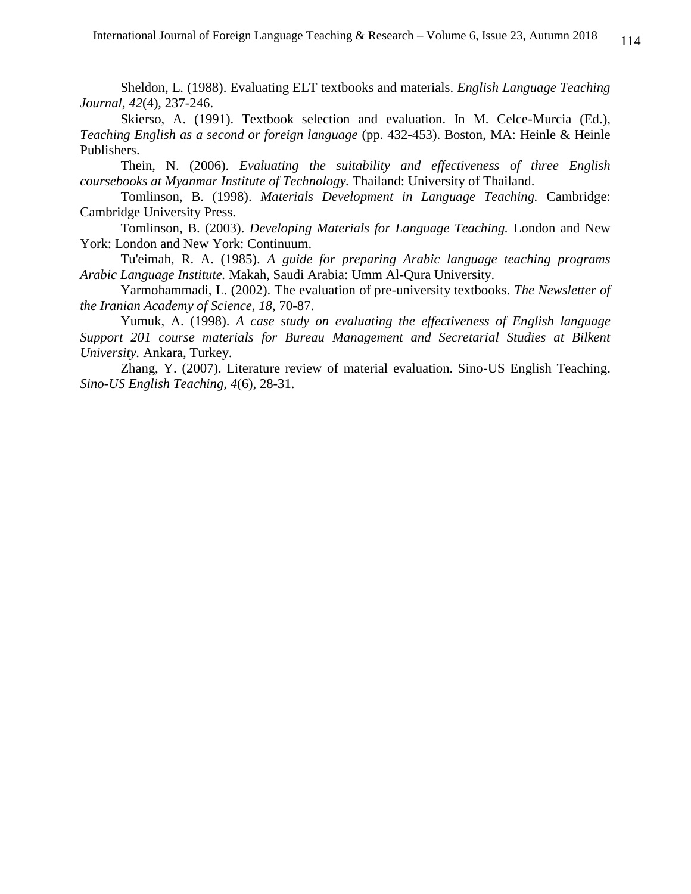Sheldon, L. (1988). Evaluating ELT textbooks and materials. *English Language Teaching Journal, 42*(4), 237-246.

Skierso, A. (1991). Textbook selection and evaluation. In M. Celce-Murcia (Ed.), *Teaching English as a second or foreign language* (pp. 432-453). Boston, MA: Heinle & Heinle Publishers.

Thein, N. (2006). *Evaluating the suitability and effectiveness of three English coursebooks at Myanmar Institute of Technology.* Thailand: University of Thailand.

Tomlinson, B. (1998). *Materials Development in Language Teaching.* Cambridge: Cambridge University Press.

Tomlinson, B. (2003). *Developing Materials for Language Teaching.* London and New York: London and New York: Continuum.

Tu'eimah, R. A. (1985). *A guide for preparing Arabic language teaching programs Arabic Language Institute.* Makah, Saudi Arabia: Umm Al-Qura University.

Yarmohammadi, L. (2002). The evaluation of pre-university textbooks. *The Newsletter of the Iranian Academy of Science, 18*, 70-87.

Yumuk, A. (1998). *A case study on evaluating the effectiveness of English language Support 201 course materials for Bureau Management and Secretarial Studies at Bilkent University.* Ankara, Turkey.

Zhang, Y. (2007). Literature review of material evaluation. Sino-US English Teaching. *Sino-US English Teaching, 4*(6), 28-31.